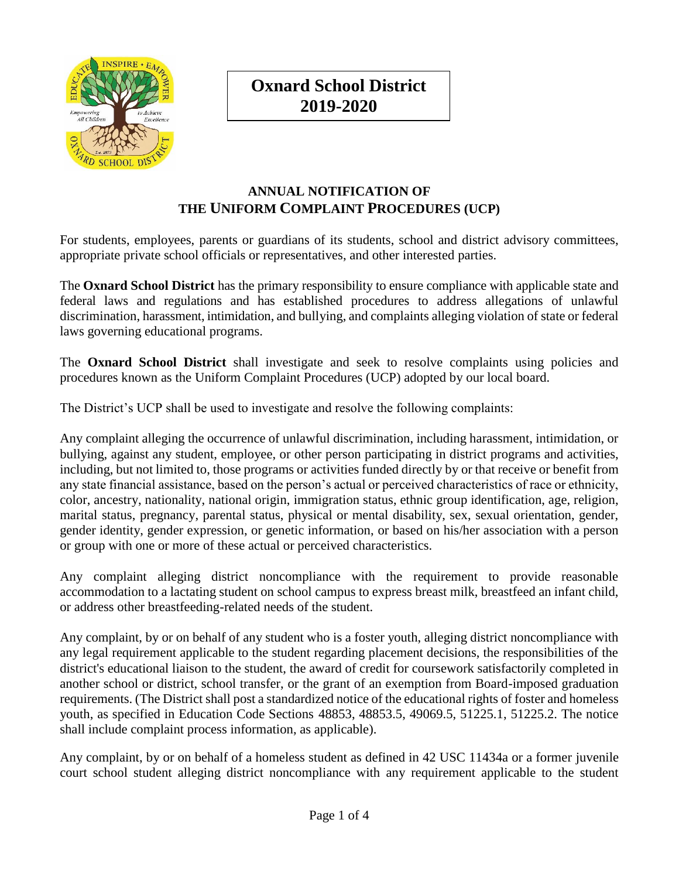# Oxnard School District 2019-2020

## ANNUAL NOTIFICATION OF THE UNIFORM COMPLAINT PROCEDURES (UCP)

For students, employees, parents or guardians of its students, school and district advisory committees, appropriate private school officials or representatives, and other interested parties.

The **Oxnard School District** has the primary responsibility to ensure compliance with applicable state and federal laws and regulations and has established procedures to address allegations of unlawful discrimination, harassment, intimidation, and bullying, and complaints alleging violation of state or federal laws governing educational programs.

The **Oxnard School District** shall investigate and seek to resolve complaints using policies and procedures known as the Uniform Complaint Procedures (UCP) adopted by our local board.

The District's UCP shall be used to investigate and resolve the following complaints:

Any complaint alleging the occurrence of unlawful discrimination, including harassment, intimidation, or bullying, against any student, employee, or other person participating in district programs and activities, including, but not limited to, those programs or activities funded directly by or that receive or benefit from any state financial assistance, based on the person's actual or perceived characteristics of race or ethnicity, color, ancestry, nationality, national origin, immigration status, ethnic group identification, age, religion, marital status, pregnancy, parental status, physical or mental disability, sex, sexual orientation, gender, gender identity, gender expression, or genetic information, or based on his/her association with a person or group with one or more of these actual or perceived characteristics.

Any complaint alleging district noncompliance with the requirement to provide reasonable accommodation to a lactating student on school campus to express breast milk, breastfeed an infant child, or address other breastfeeding-related needs of the student.

Any complaint, by or on behalf of any student who is a foster youth, alleging district noncompliance with any legal requirement applicable to the student regarding placement decisions, the responsibilities of the district's educational liaison to the student, the award of credit for coursework satisfactorily completed in another school or district, school transfer, or the grant of an exemption from Board-imposed graduation requirements. (The District shall post a standardized notice of the educational rights of foster and homeless youth, as specified in Education Code Sections 48853, 48853.5, 49069.5, 51225.1, 51225.2. The notice shall include complaint process information, as applicable).

Any complaint, by or on behalf of a homeless student as defined in 42 USC 11434a or a former juvenile court school student alleging district noncompliance with any requirement applicable to the student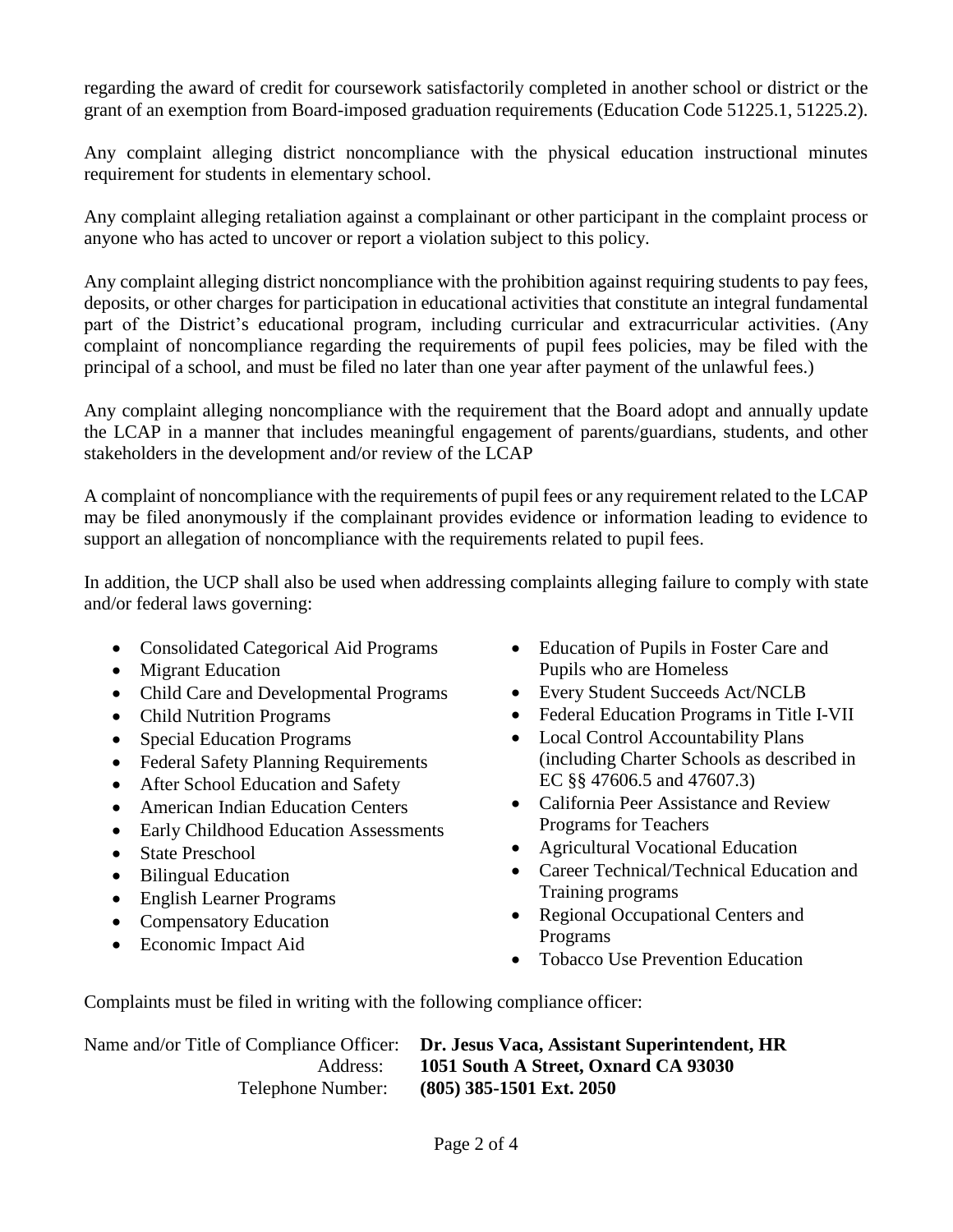regarding the award of credit for coursework satisfactorily completed in another school or district or the grant of an exemption from Board-imposed graduation requirements (Education Code 51225.1, 51225.2).

Any complaint alleging district noncompliance with the physical education instructional minutes requirement for students in elementary school.

Any complaint alleging retaliation against a complainant or other participant in the complaint process or anyone who has acted to uncover or report a violation subject to this policy.

Any complaint alleging district noncompliance with the prohibition against requiring students to pay fees, deposits, or other charges for participation in educational activities that constitute an integral fundamental part of the District's educational program, including curricular and extracurricular activities. (Any complaint of noncompliance regarding the requirements of pupil fees policies, may be filed with the principal of a school, and must be filed no later than one year after payment of the unlawful fees.)

Any complaint alleging noncompliance with the requirement that the Board adopt and annually update the LCAP in a manner that includes meaningful engagement of parents/guardians, students, and other stakeholders in the development and/or review of the LCAP

A complaint of noncompliance with the requirements of pupil fees or any requirement related to the LCAP may be filed anonymously if the complainant provides evidence or information leading to evidence to support an allegation of noncompliance with the requirements related to pupil fees.

In addition, the UCP shall also be used when addressing complaints alleging failure to comply with state and/or federal laws governing:

- Consolidated Categorical Aid Programs
- Migrant Education
- Child Care and Developmental Programs
- Child Nutrition Programs
- Special Education Programs
- Federal Safety Planning Requirements
- After School Education and Safety
- American Indian Education Centers
- Early Childhood Education Assessments
- State Preschool
- Bilingual Education
- English Learner Programs
- Compensatory Education
- Economic Impact Aid
- Education of Pupils in Foster Care and Pupils who are Homeless
- Every Student Succeeds Act/NCLB
- Federal Education Programs in Title I-VII
- Local Control Accountability Plans (including Charter Schools as described in EC §§ 47606.5 and 47607.3)
- California Peer Assistance and Review Programs for Teachers
- Agricultural Vocational Education
- Career Technical/Technical Education and Training programs
- Regional Occupational Centers and Programs
- Tobacco Use Prevention Education

Complaints must be filed in writing with the following compliance officer:

Name and/or Title of Compliance Officer: **Dr. Jesus Vaca, Assistant Superintendent, HR**
Address: **1051 South A Street, Oxnard CA 93030**
Telephone Number: **(805) 385-1501 Ext. 2050**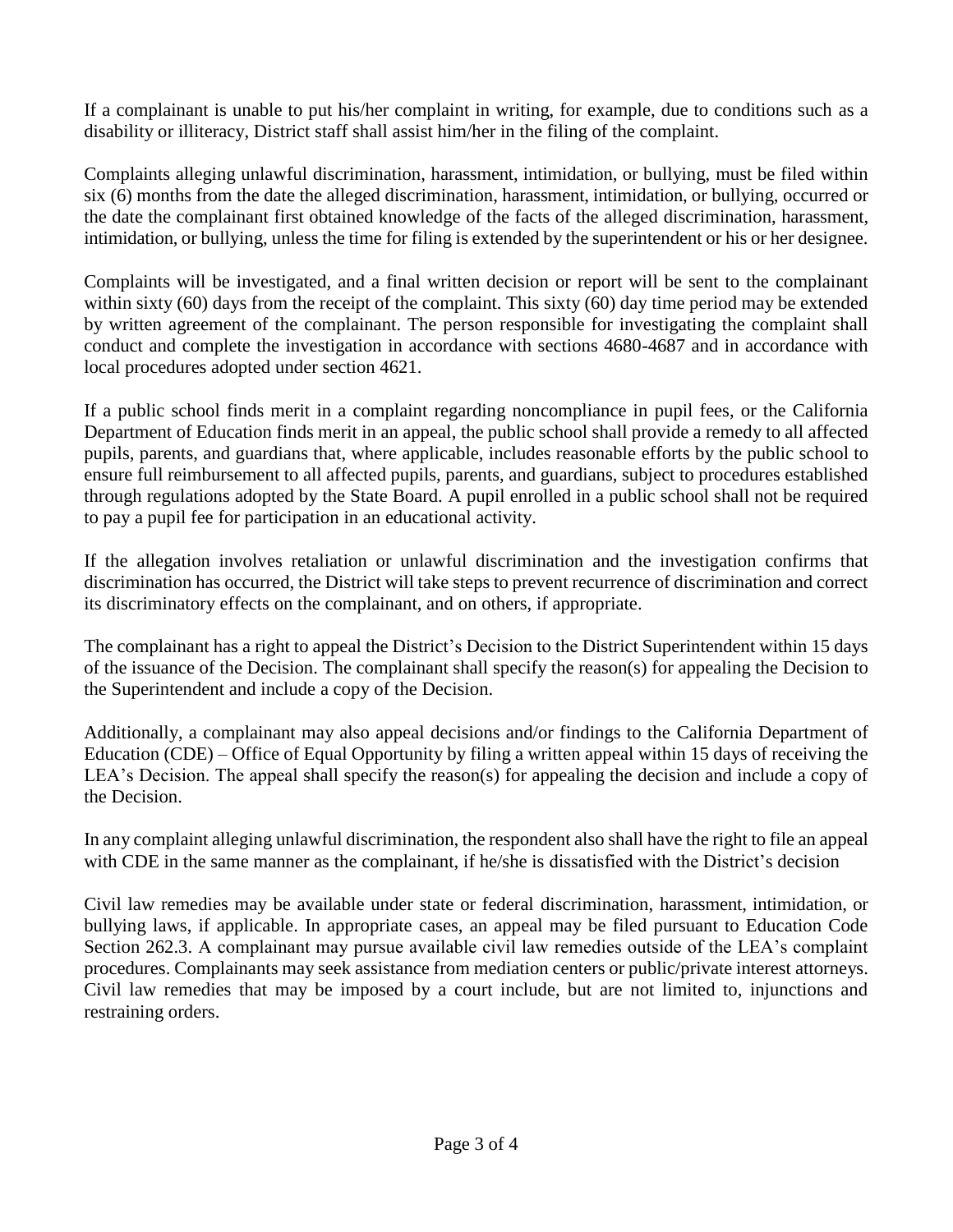If a complainant is unable to put his/her complaint in writing, for example, due to conditions such as a disability or illiteracy, District staff shall assist him/her in the filing of the complaint.

Complaints alleging unlawful discrimination, harassment, intimidation, or bullying, must be filed within six (6) months from the date the alleged discrimination, harassment, intimidation, or bullying, occurred or the date the complainant first obtained knowledge of the facts of the alleged discrimination, harassment, intimidation, or bullying, unless the time for filing is extended by the superintendent or his or her designee.

Complaints will be investigated, and a final written decision or report will be sent to the complainant within sixty (60) days from the receipt of the complaint. This sixty (60) day time period may be extended by written agreement of the complainant. The person responsible for investigating the complaint shall conduct and complete the investigation in accordance with sections 4680-4687 and in accordance with local procedures adopted under section 4621.

If a public school finds merit in a complaint regarding noncompliance in pupil fees, or the California Department of Education finds merit in an appeal, the public school shall provide a remedy to all affected pupils, parents, and guardians that, where applicable, includes reasonable efforts by the public school to ensure full reimbursement to all affected pupils, parents, and guardians, subject to procedures established through regulations adopted by the State Board. A pupil enrolled in a public school shall not be required to pay a pupil fee for participation in an educational activity.

If the allegation involves retaliation or unlawful discrimination and the investigation confirms that discrimination has occurred, the District will take steps to prevent recurrence of discrimination and correct its discriminatory effects on the complainant, and on others, if appropriate.

The complainant has a right to appeal the District's Decision to the District Superintendent within 15 days of the issuance of the Decision. The complainant shall specify the reason(s) for appealing the Decision to the Superintendent and include a copy of the Decision.

Additionally, a complainant may also appeal decisions and/or findings to the California Department of Education (CDE) – Office of Equal Opportunity by filing a written appeal within 15 days of receiving the LEA's Decision. The appeal shall specify the reason(s) for appealing the decision and include a copy of the Decision.

In any complaint alleging unlawful discrimination, the respondent also shall have the right to file an appeal with CDE in the same manner as the complainant, if he/she is dissatisfied with the District's decision

Civil law remedies may be available under state or federal discrimination, harassment, intimidation, or bullying laws, if applicable. In appropriate cases, an appeal may be filed pursuant to Education Code Section 262.3. A complainant may pursue available civil law remedies outside of the LEA's complaint procedures. Complainants may seek assistance from mediation centers or public/private interest attorneys. Civil law remedies that may be imposed by a court include, but are not limited to, injunctions and restraining orders.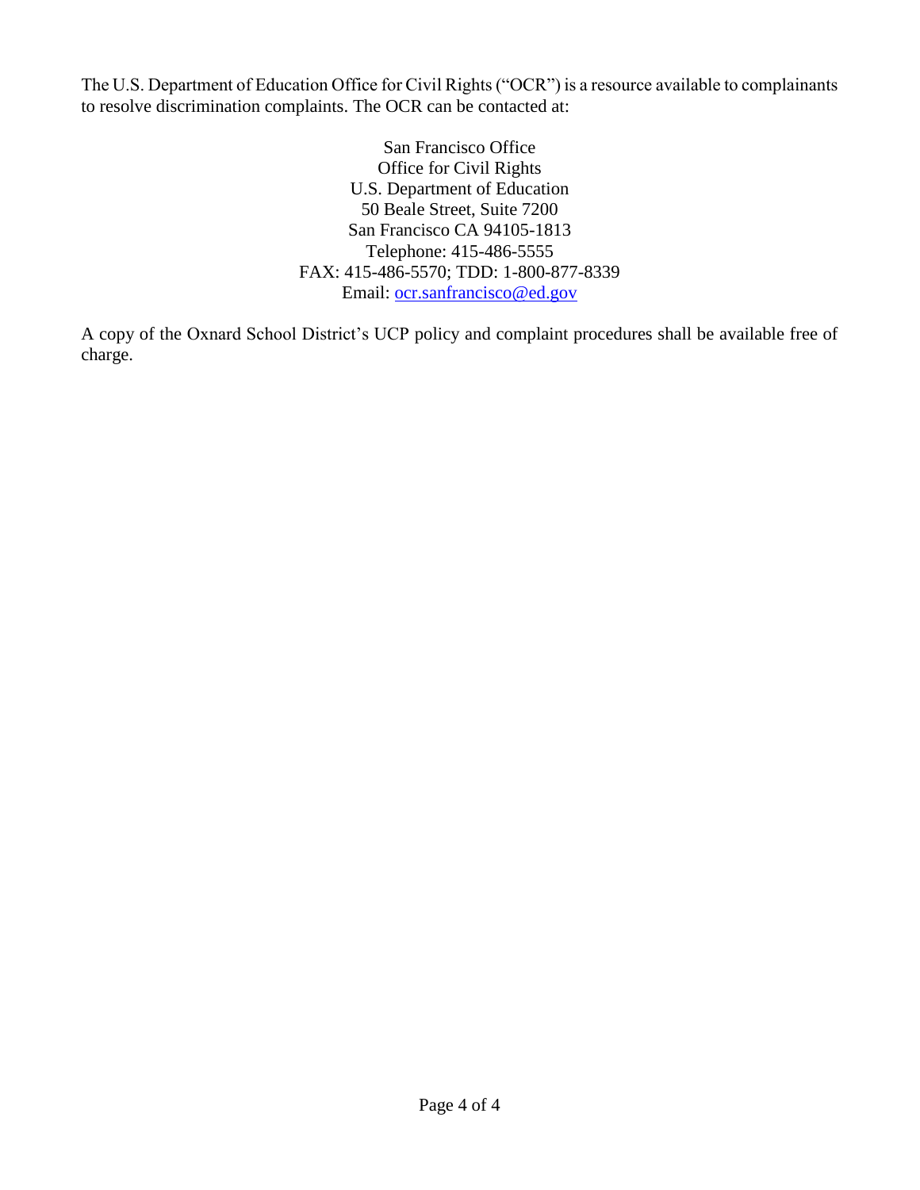The U.S. Department of Education Office for Civil Rights ("OCR") is a resource available to complainants to resolve discrimination complaints. The OCR can be contacted at:

San Francisco Office  
Office for Civil Rights  
U.S. Department of Education  
50 Beale Street, Suite 7200  
San Francisco CA 94105-1813  
Telephone: 415-486-5555  
FAX: 415-486-5570; TDD: 1-800-877-8339  
Email: ocr.sanfrancisco@ed.gov

A copy of the Oxnard School District's UCP policy and complaint procedures shall be available free of charge.